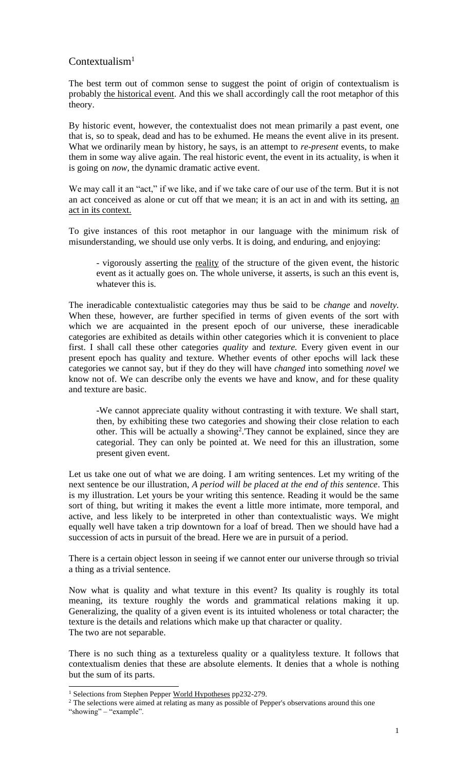# Contextualism[1]

The best term out of common sense to suggest the point of origin of contextualism is probably <u>the historical event</u>. And this we shall accordingly call the root metaphor of this theory.

By historic event, however, the contextualist does not mean primarily a past event, one that is, so to speak, dead and has to be exhumed. He means the event alive in its present. What we ordinarily mean by history, he says, is an attempt to *re-present* events, to make them in some way alive again. The real historic event, the event in its actuality, is when it is going on *now*, the dynamic dramatic active event.

We may call it an "act," if we like, and if we take care of our use of the term. But it is not an act conceived as alone or cut off that we mean; it is an act in and with its setting, <u>an act in its context.</u>

To give instances of this root metaphor in our language with the minimum risk of misunderstanding, we should use only verbs. It is doing, and enduring, and enjoying:

> - vigorously asserting the <u>reality</u> of the structure of the given event, the historic event as it actually goes on. The whole universe, it asserts, is such an this event is, whatever this is.

The ineradicable contextualistic categories may thus be said to be *change* and *novelty.* When these, however, are further specified in terms of given events of the sort with which we are acquainted in the present epoch of our universe, these ineradicable categories are exhibited as details within other categories which it is convenient to place first. I shall call these other categories *quality* and *texture.* Every given event in our present epoch has quality and texture. Whether events of other epochs will lack these categories we cannot say, but if they do they will have *changed* into something *novel* we know not of. We can describe only the events we have and know, and for these quality and texture are basic.

> -We cannot appreciate quality without contrasting it with texture. We shall start, then, by exhibiting these two categories and showing their close relation to each other. This will be actually a showing[2].'They cannot be explained, since they are categorial. They can only be pointed at. We need for this an illustration, some present given event.

Let us take one out of what we are doing. I am writing sentences. Let my writing of the next sentence be our illustration, *A period will be placed at the end of this sentence*. This is my illustration. Let yours be your writing this sentence. Reading it would be the same sort of thing, but writing it makes the event a little more intimate, more temporal, and active, and less likely to be interpreted in other than contextualistic ways. We might equally well have taken a trip downtown for a loaf of bread. Then we should have had a succession of acts in pursuit of the bread. Here we are in pursuit of a period.

There is a certain object lesson in seeing if we cannot enter our universe through so trivial a thing as a trivial sentence.

Now what is quality and what texture in this event? Its quality is roughly its total meaning, its texture roughly the words and grammatical relations making it up. Generalizing, the quality of a given event is its intuited wholeness or total character; the texture is the details and relations which make up that character or quality.
The two are not separable.

There is no such thing as a textureless quality or a qualityless texture. It follows that contextualism denies that these are absolute elements. It denies that a whole is nothing but the sum of its parts.

---

[1] Selections from Stephen Pepper <u>World Hypotheses</u> pp232-279.

[2] The selections were aimed at relating as many as possible of Pepper's observations around this one "showing" – "example".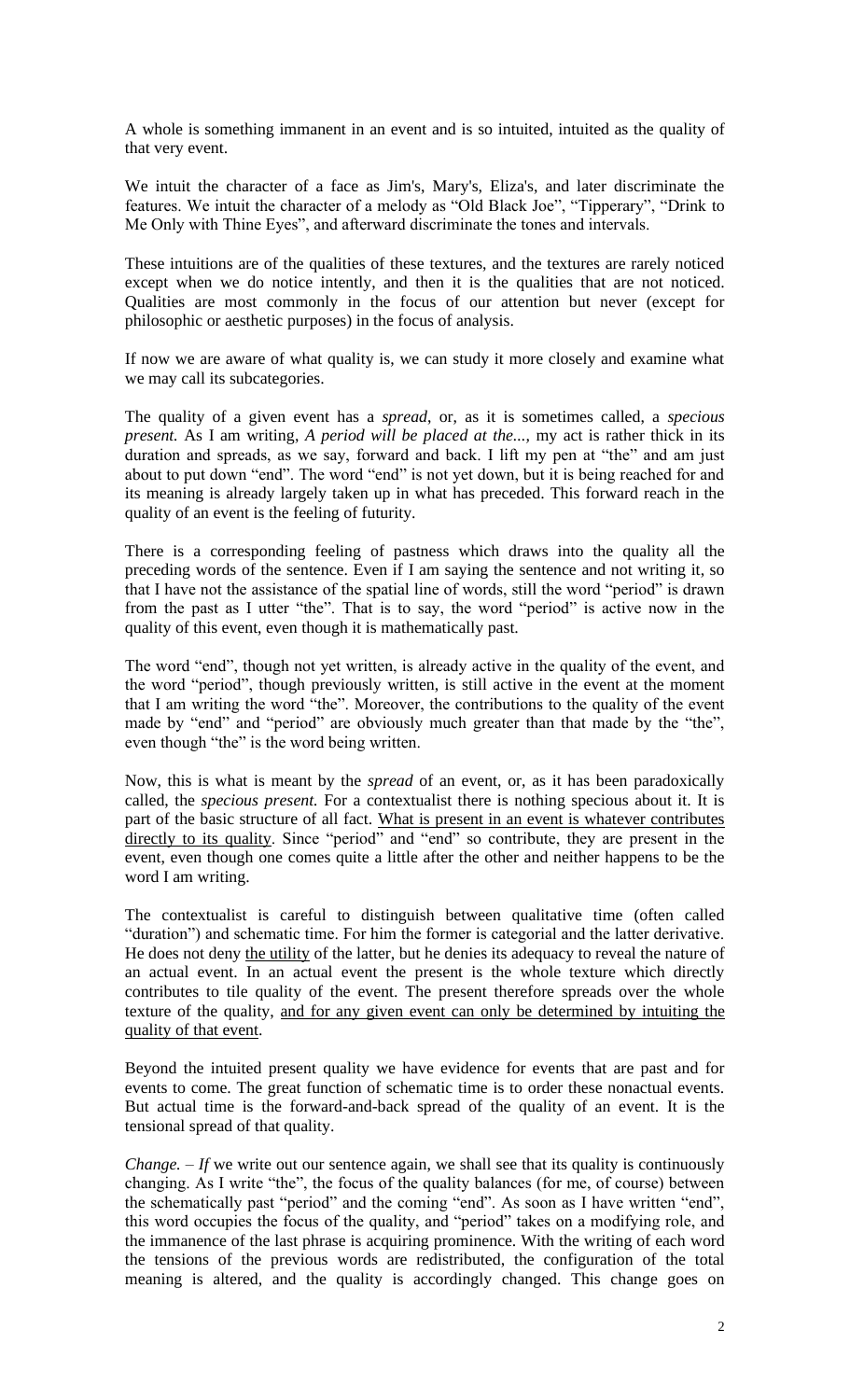A whole is something immanent in an event and is so intuited, intuited as the quality of that very event.

We intuit the character of a face as Jim's, Mary's, Eliza's, and later discriminate the features. We intuit the character of a melody as "Old Black Joe", "Tipperary", "Drink to Me Only with Thine Eyes", and afterward discriminate the tones and intervals.

These intuitions are of the qualities of these textures, and the textures are rarely noticed except when we do notice intently, and then it is the qualities that are not noticed. Qualities are most commonly in the focus of our attention but never (except for philosophic or aesthetic purposes) in the focus of analysis.

If now we are aware of what quality is, we can study it more closely and examine what we may call its subcategories.

The quality of a given event has a *spread*, or, as it is sometimes called, a *specious present.* As I am writing, *A period will be placed at the...,* my act is rather thick in its duration and spreads, as we say, forward and back. I lift my pen at "the" and am just about to put down "end". The word "end" is not yet down, but it is being reached for and its meaning is already largely taken up in what has preceded. This forward reach in the quality of an event is the feeling of futurity.

There is a corresponding feeling of pastness which draws into the quality all the preceding words of the sentence. Even if I am saying the sentence and not writing it, so that I have not the assistance of the spatial line of words, still the word "period" is drawn from the past as I utter "the". That is to say, the word "period" is active now in the quality of this event, even though it is mathematically past.

The word "end", though not yet written, is already active in the quality of the event, and the word "period", though previously written, is still active in the event at the moment that I am writing the word "the". Moreover, the contributions to the quality of the event made by "end" and "period" are obviously much greater than that made by the "the", even though "the" is the word being written.

Now, this is what is meant by the *spread* of an event, or, as it has been paradoxically called, the *specious present.* For a contextualist there is nothing specious about it. It is part of the basic structure of all fact. <u>What is present in an event is whatever contributes directly to its quality</u>. Since "period" and "end" so contribute, they are present in the event, even though one comes quite a little after the other and neither happens to be the word I am writing.

The contextualist is careful to distinguish between qualitative time (often called "duration") and schematic time. For him the former is categorial and the latter derivative. He does not deny <u>the utility</u> of the latter, but he denies its adequacy to reveal the nature of an actual event. In an actual event the present is the whole texture which directly contributes to tile quality of the event. The present therefore spreads over the whole texture of the quality, <u>and for any given event can only be determined by intuiting the quality of that event</u>.

Beyond the intuited present quality we have evidence for events that are past and for events to come. The great function of schematic time is to order these nonactual events. But actual time is the forward-and-back spread of the quality of an event. It is the tensional spread of that quality.

*Change. – If* we write out our sentence again, we shall see that its quality is continuously changing. As I write "the", the focus of the quality balances (for me, of course) between the schematically past "period" and the coming "end". As soon as I have written "end", this word occupies the focus of the quality, and "period" takes on a modifying role, and the immanence of the last phrase is acquiring prominence. With the writing of each word the tensions of the previous words are redistributed, the configuration of the total meaning is altered, and the quality is accordingly changed. This change goes on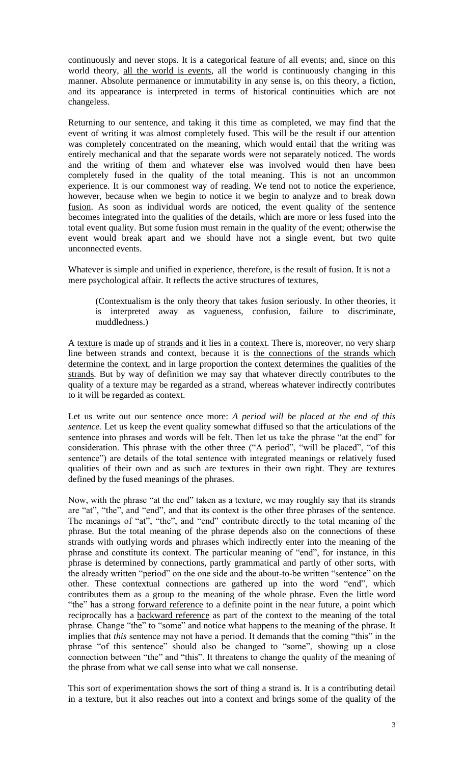continuously and never stops. It is a categorical feature of all events; and, since on this world theory, <u>all the world is events</u>, all the world is continuously changing in this manner. Absolute permanence or immutability in any sense is, on this theory, a fiction, and its appearance is interpreted in terms of historical continuities which are not changeless.

Returning to our sentence, and taking it this time as completed, we may find that the event of writing it was almost completely fused. This will be the result if our attention was completely concentrated on the meaning, which would entail that the writing was entirely mechanical and that the separate words were not separately noticed. The words and the writing of them and whatever else was involved would then have been completely fused in the quality of the total meaning. This is not an uncommon experience. It is our commonest way of reading. We tend not to notice the experience, however, because when we begin to notice it we begin to analyze and to break down <u>fusion</u>. As soon as individual words are noticed, the event quality of the sentence becomes integrated into the qualities of the details, which are more or less fused into the total event quality. But some fusion must remain in the quality of the event; otherwise the event would break apart and we should have not a single event, but two quite unconnected events.

Whatever is simple and unified in experience, therefore, is the result of fusion. It is not a mere psychological affair. It reflects the active structures of textures,

> (Contextualism is the only theory that takes fusion seriously. In other theories, it is interpreted away as vagueness, confusion, failure to discriminate, muddledness.)

A <u>texture</u> is made up of <u>strands</u> and it lies in a <u>context</u>. There is, moreover, no very sharp line between strands and context, because it is <u>the connections of the strands which determine the context</u>, and in large proportion the <u>context determines the qualities of the strands</u>. But by way of definition we may say that whatever directly contributes to the quality of a texture may be regarded as a strand, whereas whatever indirectly contributes to it will be regarded as context.

Let us write out our sentence once more: *A period will be placed at the end of this sentence.* Let us keep the event quality somewhat diffused so that the articulations of the sentence into phrases and words will be felt. Then let us take the phrase "at the end" for consideration. This phrase with the other three ("A period", "will be placed", "of this sentence") are details of the total sentence with integrated meanings or relatively fused qualities of their own and as such are textures in their own right. They are textures defined by the fused meanings of the phrases.

Now, with the phrase "at the end" taken as a texture, we may roughly say that its strands are "at", "the", and "end", and that its context is the other three phrases of the sentence. The meanings of "at", "the", and "end" contribute directly to the total meaning of the phrase. But the total meaning of the phrase depends also on the connections of these strands with outlying words and phrases which indirectly enter into the meaning of the phrase and constitute its context. The particular meaning of "end", for instance, in this phrase is determined by connections, partly grammatical and partly of other sorts, with the already written "period" on the one side and the about-to-be written "sentence" on the other. These contextual connections are gathered up into the word "end", which contributes them as a group to the meaning of the whole phrase. Even the little word "the" has a strong <u>forward reference</u> to a definite point in the near future, a point which reciprocally has a <u>backward reference</u> as part of the context to the meaning of the total phrase. Change "the" to "some" and notice what happens to the meaning of the phrase. It implies that *this* sentence may not have a period. It demands that the coming "this" in the phrase "of this sentence" should also be changed to "some", showing up a close connection between "the" and "this". It threatens to change the quality of the meaning of the phrase from what we call sense into what we call nonsense.

This sort of experimentation shows the sort of thing a strand is. It is a contributing detail in a texture, but it also reaches out into a context and brings some of the quality of the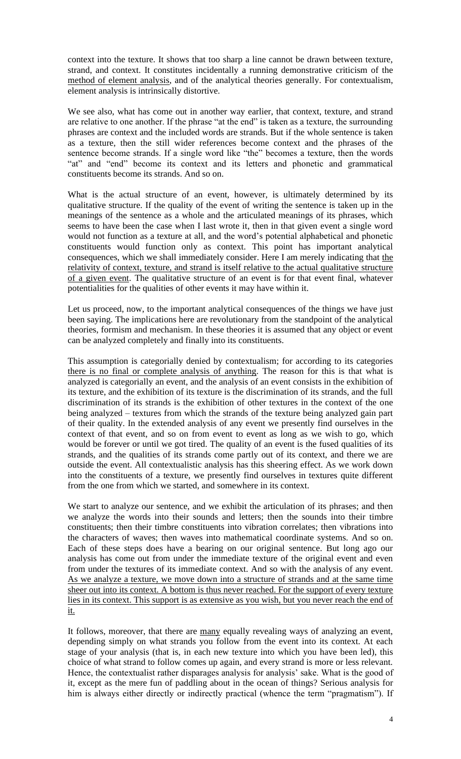context into the texture. It shows that too sharp a line cannot be drawn between texture, strand, and context. It constitutes incidentally a running demonstrative criticism of the <u>method of element analysis</u>, and of the analytical theories generally. For contextualism, element analysis is intrinsically distortive.

We see also, what has come out in another way earlier, that context, texture, and strand are relative to one another. If the phrase "at the end" is taken as a texture, the surrounding phrases are context and the included words are strands. But if the whole sentence is taken as a texture, then the still wider references become context and the phrases of the sentence become strands. If a single word like "the" becomes a texture, then the words "at" and "end" become its context and its letters and phonetic and grammatical constituents become its strands. And so on.

What is the actual structure of an event, however, is ultimately determined by its qualitative structure. If the quality of the event of writing the sentence is taken up in the meanings of the sentence as a whole and the articulated meanings of its phrases, which seems to have been the case when I last wrote it, then in that given event a single word would not function as a texture at all, and the word's potential alphabetical and phonetic constituents would function only as context. This point has important analytical consequences, which we shall immediately consider. Here I am merely indicating that <u>the relativity of context, texture, and strand is itself relative to the actual qualitative structure of a given event</u>. The qualitative structure of an event is for that event final, whatever potentialities for the qualities of other events it may have within it.

Let us proceed, now, to the important analytical consequences of the things we have just been saying. The implications here are revolutionary from the standpoint of the analytical theories, formism and mechanism. In these theories it is assumed that any object or event can be analyzed completely and finally into its constituents.

This assumption is categorially denied by contextualism; for according to its categories <u>there is no final or complete analysis of anything</u>. The reason for this is that what is analyzed is categorially an event, and the analysis of an event consists in the exhibition of its texture, and the exhibition of its texture is the discrimination of its strands, and the full discrimination of its strands is the exhibition of other textures in the context of the one being analyzed – textures from which the strands of the texture being analyzed gain part of their quality. In the extended analysis of any event we presently find ourselves in the context of that event, and so on from event to event as long as we wish to go, which would be forever or until we got tired. The quality of an event is the fused qualities of its strands, and the qualities of its strands come partly out of its context, and there we are outside the event. All contextualistic analysis has this sheering effect. As we work down into the constituents of a texture, we presently find ourselves in textures quite different from the one from which we started, and somewhere in its context.

We start to analyze our sentence, and we exhibit the articulation of its phrases; and then we analyze the words into their sounds and letters; then the sounds into their timbre constituents; then their timbre constituents into vibration correlates; then vibrations into the characters of waves; then waves into mathematical coordinate systems. And so on. Each of these steps does have a bearing on our original sentence. But long ago our analysis has come out from under the immediate texture of the original event and even from under the textures of its immediate context. And so with the analysis of any event. <u>As we analyze a texture, we move down into a structure of strands and at the same time sheer out into its context. A bottom is thus never reached. For the support of every texture lies in its context. This support is as extensive as you wish, but you never reach the end of it.</u>

It follows, moreover, that there are <u>many</u> equally revealing ways of analyzing an event, depending simply on what strands you follow from the event into its context. At each stage of your analysis (that is, in each new texture into which you have been led), this choice of what strand to follow comes up again, and every strand is more or less relevant. Hence, the contextualist rather disparages analysis for analysis' sake. What is the good of it, except as the mere fun of paddling about in the ocean of things? Serious analysis for him is always either directly or indirectly practical (whence the term "pragmatism"). If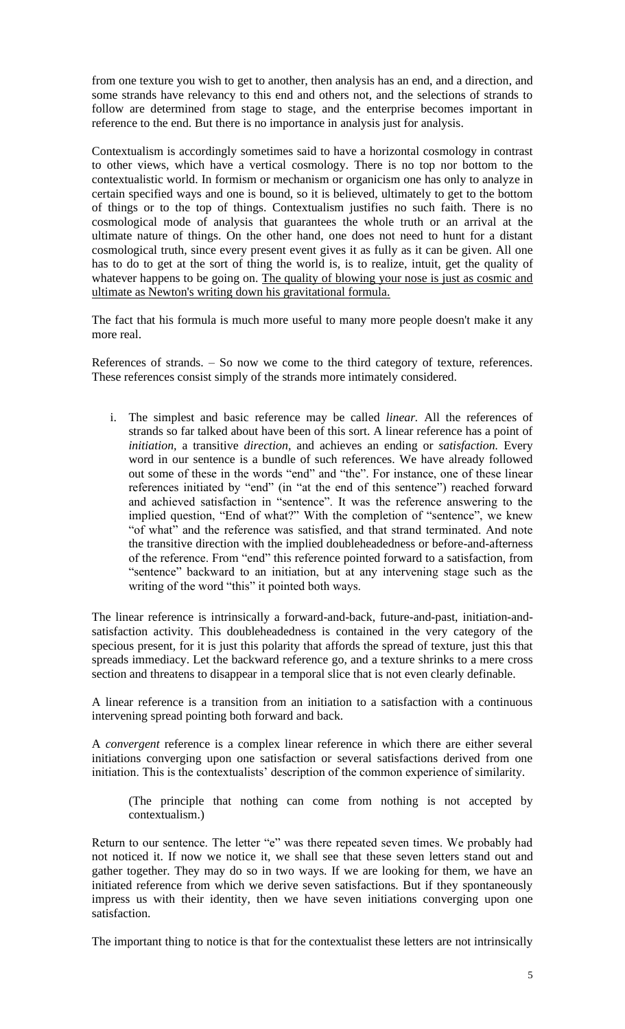from one texture you wish to get to another, then analysis has an end, and a direction, and some strands have relevancy to this end and others not, and the selections of strands to follow are determined from stage to stage, and the enterprise becomes important in reference to the end. But there is no importance in analysis just for analysis.

Contextualism is accordingly sometimes said to have a horizontal cosmology in contrast to other views, which have a vertical cosmology. There is no top nor bottom to the contextualistic world. In formism or mechanism or organicism one has only to analyze in certain specified ways and one is bound, so it is believed, ultimately to get to the bottom of things or to the top of things. Contextualism justifies no such faith. There is no cosmological mode of analysis that guarantees the whole truth or an arrival at the ultimate nature of things. On the other hand, one does not need to hunt for a distant cosmological truth, since every present event gives it as fully as it can be given. All one has to do to get at the sort of thing the world is, is to realize, intuit, get the quality of whatever happens to be going on. <u>The quality of blowing your nose is just as cosmic and ultimate as Newton's writing down his gravitational formula.</u>

The fact that his formula is much more useful to many more people doesn't make it any more real.

References of strands. – So now we come to the third category of texture, references. These references consist simply of the strands more intimately considered.

i. The simplest and basic reference may be called *linear.* All the references of strands so far talked about have been of this sort. A linear reference has a point of *initiation,* a transitive *direction,* and achieves an ending or *satisfaction.* Every word in our sentence is a bundle of such references. We have already followed out some of these in the words "end" and "the". For instance, one of these linear references initiated by "end" (in "at the end of this sentence") reached forward and achieved satisfaction in "sentence". It was the reference answering to the implied question, "End of what?" With the completion of "sentence", we knew "of what" and the reference was satisfied, and that strand terminated. And note the transitive direction with the implied doubleheadedness or before-and-afterness of the reference. From "end" this reference pointed forward to a satisfaction, from "sentence" backward to an initiation, but at any intervening stage such as the writing of the word "this" it pointed both ways.

The linear reference is intrinsically a forward-and-back, future-and-past, initiation-and-satisfaction activity. This doubleheadedness is contained in the very category of the specious present, for it is just this polarity that affords the spread of texture, just this that spreads immediacy. Let the backward reference go, and a texture shrinks to a mere cross section and threatens to disappear in a temporal slice that is not even clearly definable.

A linear reference is a transition from an initiation to a satisfaction with a continuous intervening spread pointing both forward and back.

A *convergent* reference is a complex linear reference in which there are either several initiations converging upon one satisfaction or several satisfactions derived from one initiation. This is the contextualists' description of the common experience of similarity.

> (The principle that nothing can come from nothing is not accepted by contextualism.)

Return to our sentence. The letter "e" was there repeated seven times. We probably had not noticed it. If now we notice it, we shall see that these seven letters stand out and gather together. They may do so in two ways. If we are looking for them, we have an initiated reference from which we derive seven satisfactions. But if they spontaneously impress us with their identity, then we have seven initiations converging upon one satisfaction.

The important thing to notice is that for the contextualist these letters are not intrinsically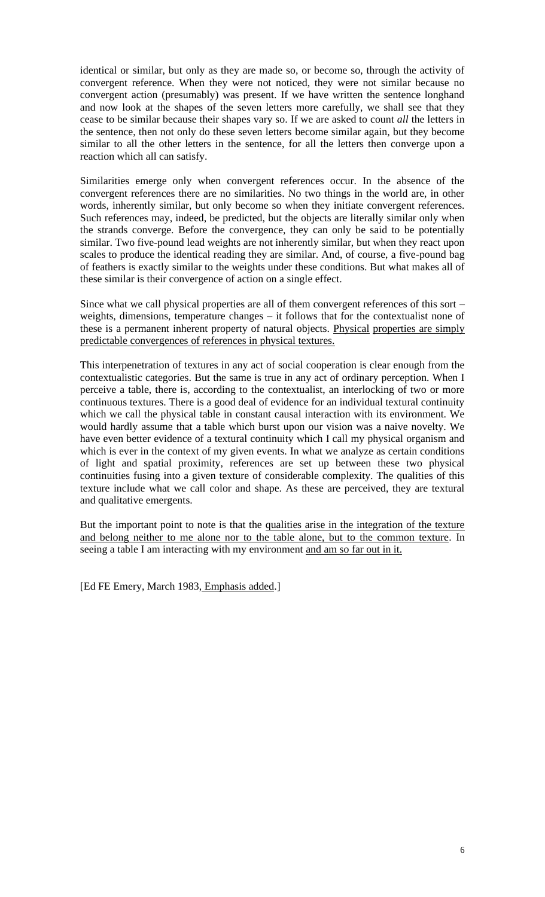identical or similar, but only as they are made so, or become so, through the activity of convergent reference. When they were not noticed, they were not similar because no convergent action (presumably) was present. If we have written the sentence longhand and now look at the shapes of the seven letters more carefully, we shall see that they cease to be similar because their shapes vary so. If we are asked to count *all* the letters in the sentence, then not only do these seven letters become similar again, but they become similar to all the other letters in the sentence, for all the letters then converge upon a reaction which all can satisfy.

Similarities emerge only when convergent references occur. In the absence of the convergent references there are no similarities. No two things in the world are, in other words, inherently similar, but only become so when they initiate convergent references. Such references may, indeed, be predicted, but the objects are literally similar only when the strands converge. Before the convergence, they can only be said to be potentially similar. Two five-pound lead weights are not inherently similar, but when they react upon scales to produce the identical reading they are similar. And, of course, a five-pound bag of feathers is exactly similar to the weights under these conditions. But what makes all of these similar is their convergence of action on a single effect.

Since what we call physical properties are all of them convergent references of this sort – weights, dimensions, temperature changes – it follows that for the contextualist none of these is a permanent inherent property of natural objects. <u>Physical properties are simply predictable convergences of references in physical textures.</u>

This interpenetration of textures in any act of social cooperation is clear enough from the contextualistic categories. But the same is true in any act of ordinary perception. When I perceive a table, there is, according to the contextualist, an interlocking of two or more continuous textures. There is a good deal of evidence for an individual textural continuity which we call the physical table in constant causal interaction with its environment. We would hardly assume that a table which burst upon our vision was a naive novelty. We have even better evidence of a textural continuity which I call my physical organism and which is ever in the context of my given events. In what we analyze as certain conditions of light and spatial proximity, references are set up between these two physical continuities fusing into a given texture of considerable complexity. The qualities of this texture include what we call color and shape. As these are perceived, they are textural and qualitative emergents.

But the important point to note is that the <u>qualities arise in the integration of the texture and belong neither to me alone nor to the table alone, but to the common texture</u>. In seeing a table I am interacting with my environment <u>and am so far out in it.</u>

[Ed FE Emery, March 1983, <u>Emphasis added</u>.]